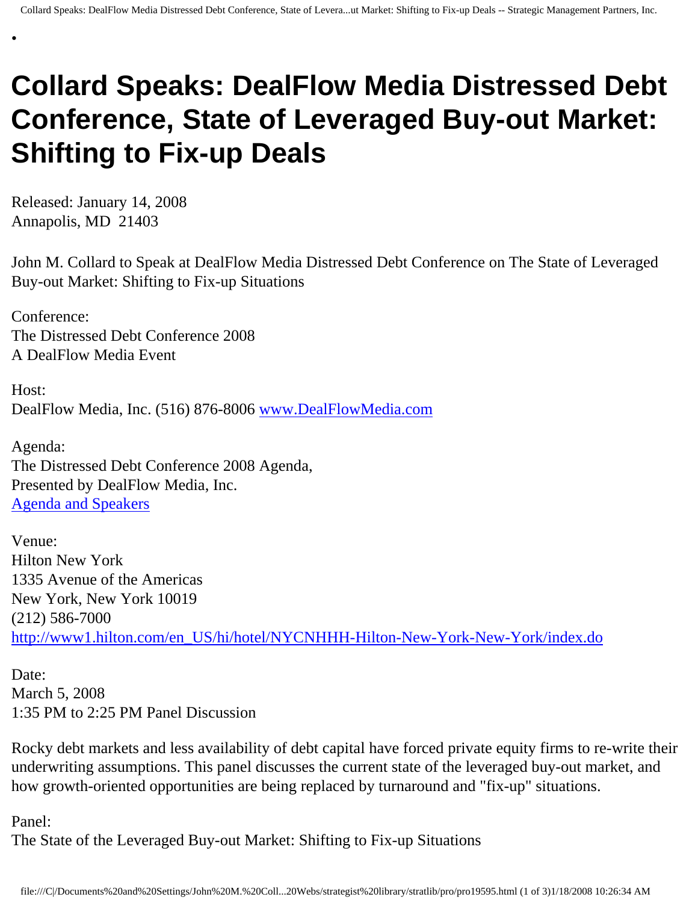# Collard Speaks: DealFlow Media Distressed Debt Conference, State of Leveraged Buy-out Market: Shifting to Fix-up Deals

Released: January 14, 2008
Annapolis, MD 21403

John M. Collard to Speak at DealFlow Media Distressed Debt Conference on The State of Leveraged Buy-out Market: Shifting to Fix-up Situations

Conference:
The Distressed Debt Conference 2008
A DealFlow Media Event

Host:
DealFlow Media, Inc. (516) 876-8006 [www.DealFlowMedia.com](www.DealFlowMedia.com)

Agenda:
The Distressed Debt Conference 2008 Agenda,
Presented by DealFlow Media, Inc.
Agenda and Speakers

Venue:
Hilton New York
1335 Avenue of the Americas
New York, New York 10019
(212) 586-7000
[http://www1.hilton.com/en_US/hi/hotel/NYCNHHH-Hilton-New-York-New-York/index.do](http://www1.hilton.com/en_US/hi/hotel/NYCNHHH-Hilton-New-York-New-York/index.do)

Date:
March 5, 2008
1:35 PM to 2:25 PM Panel Discussion

Rocky debt markets and less availability of debt capital have forced private equity firms to re-write their underwriting assumptions. This panel discusses the current state of the leveraged buy-out market, and how growth-oriented opportunities are being replaced by turnaround and "fix-up" situations.

Panel:
The State of the Leveraged Buy-out Market: Shifting to Fix-up Situations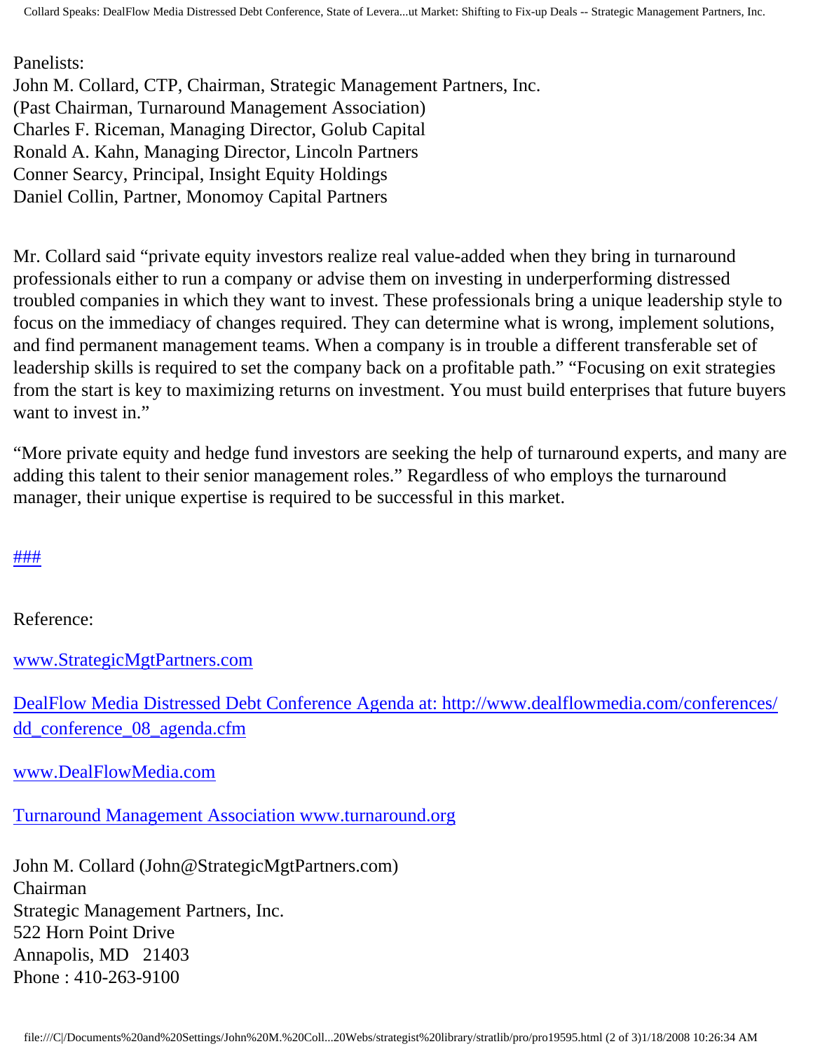Panelists:
John M. Collard, CTP, Chairman, Strategic Management Partners, Inc.
(Past Chairman, Turnaround Management Association)
Charles F. Riceman, Managing Director, Golub Capital
Ronald A. Kahn, Managing Director, Lincoln Partners
Conner Searcy, Principal, Insight Equity Holdings
Daniel Collin, Partner, Monomoy Capital Partners

Mr. Collard said "private equity investors realize real value-added when they bring in turnaround professionals either to run a company or advise them on investing in underperforming distressed troubled companies in which they want to invest. These professionals bring a unique leadership style to focus on the immediacy of changes required. They can determine what is wrong, implement solutions, and find permanent management teams. When a company is in trouble a different transferable set of leadership skills is required to set the company back on a profitable path." "Focusing on exit strategies from the start is key to maximizing returns on investment. You must build enterprises that future buyers want to invest in."

"More private equity and hedge fund investors are seeking the help of turnaround experts, and many are adding this talent to their senior management roles." Regardless of who employs the turnaround manager, their unique expertise is required to be successful in this market.

###

Reference:

www.StrategicMgtPartners.com

DealFlow Media Distressed Debt Conference Agenda at: http://www.dealflowmedia.com/conferences/dd_conference_08_agenda.cfm

www.DealFlowMedia.com

Turnaround Management Association www.turnaround.org

John M. Collard (John@StrategicMgtPartners.com)
Chairman
Strategic Management Partners, Inc.
522 Horn Point Drive
Annapolis, MD 21403
Phone : 410-263-9100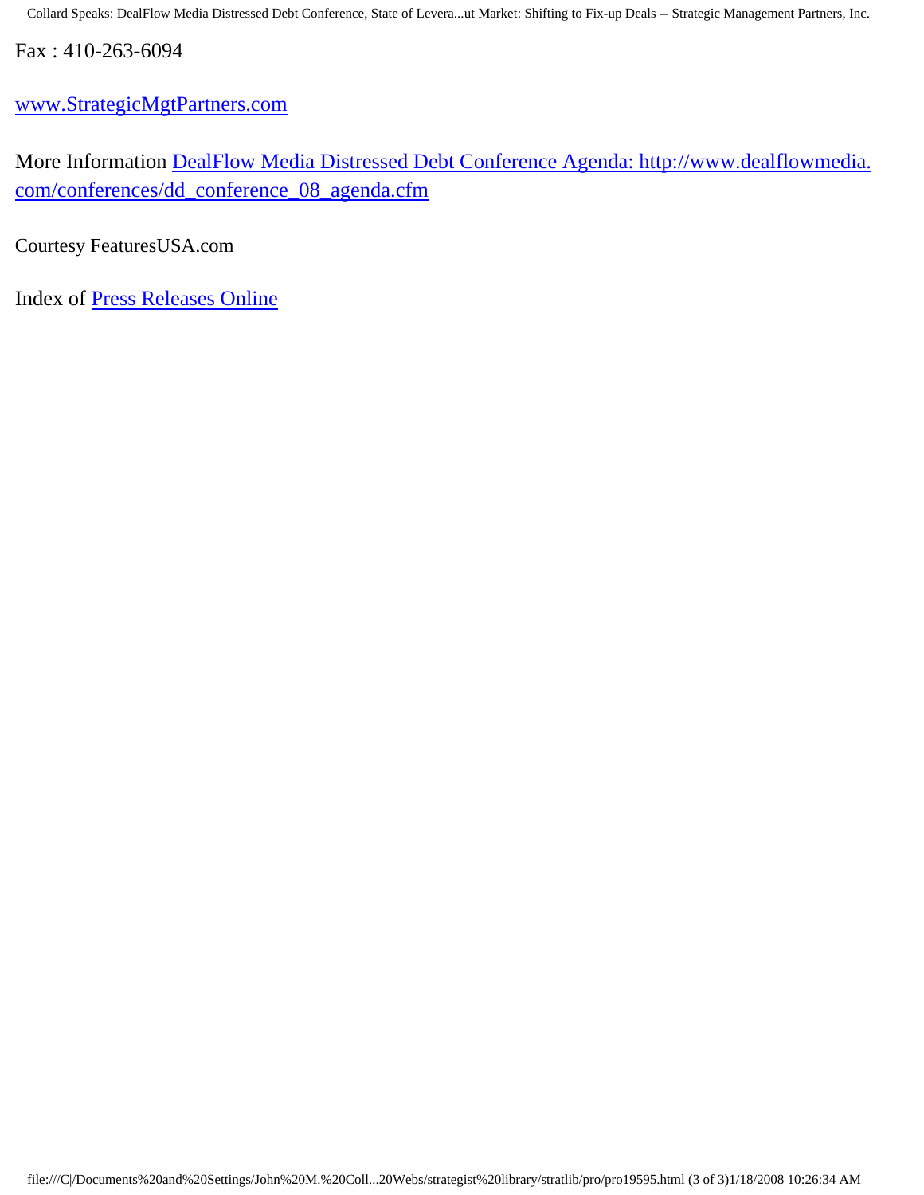Fax : 410-263-6094

www.StrategicMgtPartners.com

More Information DealFlow Media Distressed Debt Conference Agenda: http://www.dealflowmedia.com/conferences/dd_conference_08_agenda.cfm

Courtesy FeaturesUSA.com

Index of Press Releases Online